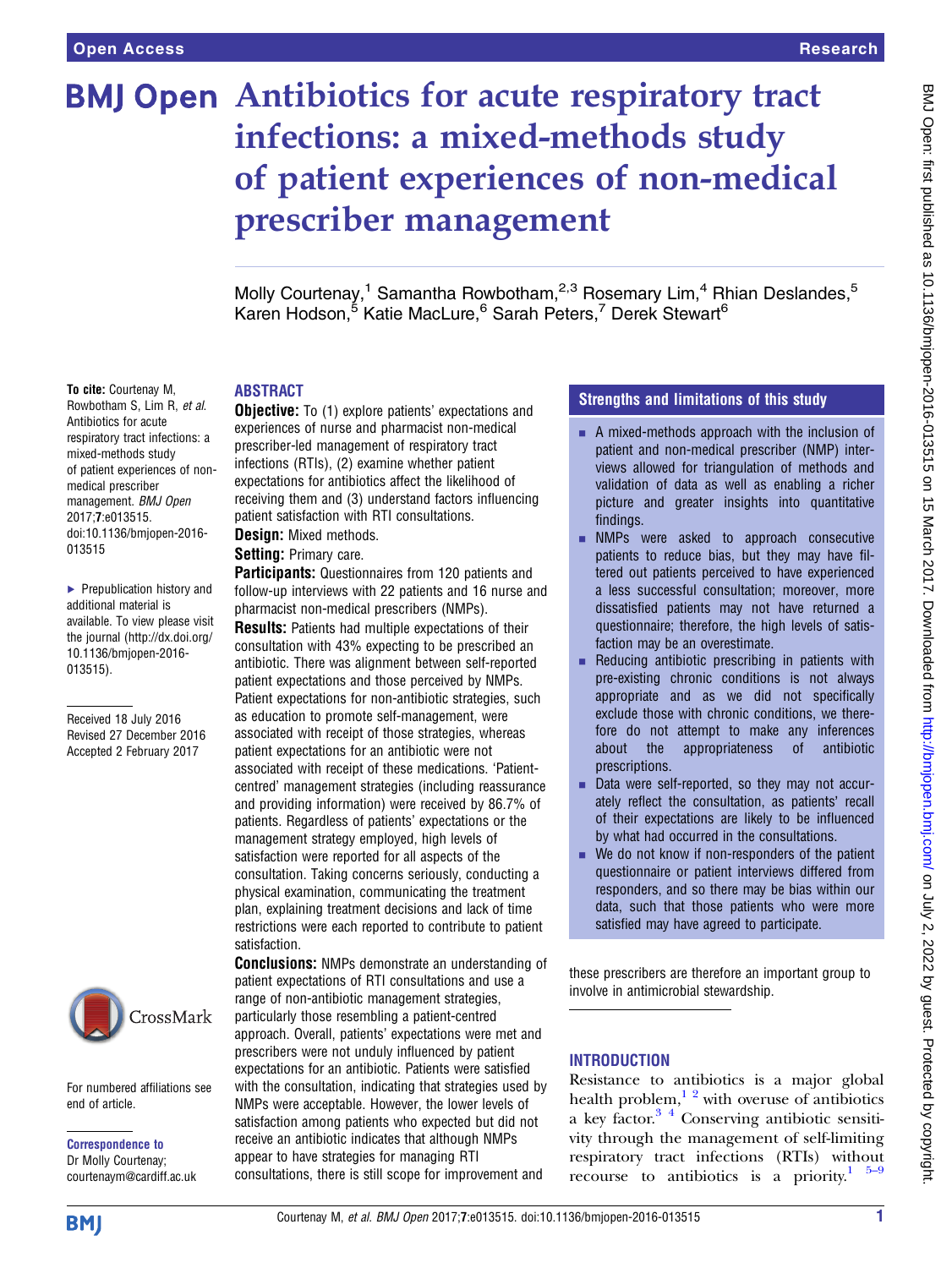# Antibiotics for acute respiratory tract infections: a mixed-methods study of patient experiences of non-medical prescriber management

Molly Courtenay,[1] Samantha Rowbotham,[2,3] Rosemary Lim,[4] Rhian Deslandes,[5] Karen Hodson,[5] Katie MacLure,[6] Sarah Peters,[7] Derek Stewart[6]

**To cite:** Courtenay M, Rowbotham S, Lim R, *et al*. Antibiotics for acute respiratory tract infections: a mixed-methods study of patient experiences of non-medical prescriber management. *BMJ Open* 2017;**7**:e013515. doi:10.1136/bmjopen-2016-013515

▸ Prepublication history and additional material is available. To view please visit the journal (http://dx.doi.org/10.1136/bmjopen-2016-013515).

Received 18 July 2016
Revised 27 December 2016
Accepted 2 February 2017

For numbered affiliations see end of article.

**Correspondence to**
Dr Molly Courtenay; courtenaym@cardiff.ac.uk

## ABSTRACT

**Objective:** To (1) explore patients' expectations and experiences of nurse and pharmacist non-medical prescriber-led management of respiratory tract infections (RTIs), (2) examine whether patient expectations for antibiotics affect the likelihood of receiving them and (3) understand factors influencing patient satisfaction with RTI consultations.

**Design:** Mixed methods.

**Setting:** Primary care.

**Participants:** Questionnaires from 120 patients and follow-up interviews with 22 patients and 16 nurse and pharmacist non-medical prescribers (NMPs).

**Results:** Patients had multiple expectations of their consultation with 43% expecting to be prescribed an antibiotic. There was alignment between self-reported patient expectations and those perceived by NMPs. Patient expectations for non-antibiotic strategies, such as education to promote self-management, were associated with receipt of those strategies, whereas patient expectations for an antibiotic were not associated with receipt of these medications. 'Patient-centred' management strategies (including reassurance and providing information) were received by 86.7% of patients. Regardless of patients' expectations or the management strategy employed, high levels of satisfaction were reported for all aspects of the consultation. Taking concerns seriously, conducting a physical examination, communicating the treatment plan, explaining treatment decisions and lack of time restrictions were each reported to contribute to patient satisfaction.

**Conclusions:** NMPs demonstrate an understanding of patient expectations of RTI consultations and use a range of non-antibiotic management strategies, particularly those resembling a patient-centred approach. Overall, patients' expectations were met and prescribers were not unduly influenced by patient expectations for an antibiotic. Patients were satisfied with the consultation, indicating that strategies used by NMPs were acceptable. However, the lower levels of satisfaction among patients who expected but did not receive an antibiotic indicates that although NMPs appear to have strategies for managing RTI consultations, there is still scope for improvement and these prescribers are therefore an important group to involve in antimicrobial stewardship.

## Strengths and limitations of this study

- A mixed-methods approach with the inclusion of patient and non-medical prescriber (NMP) interviews allowed for triangulation of methods and validation of data as well as enabling a richer picture and greater insights into quantitative findings.
- NMPs were asked to approach consecutive patients to reduce bias, but they may have filtered out patients perceived to have experienced a less successful consultation; moreover, more dissatisfied patients may not have returned a questionnaire; therefore, the high levels of satisfaction may be an overestimate.
- Reducing antibiotic prescribing in patients with pre-existing chronic conditions is not always appropriate and as we did not specifically exclude those with chronic conditions, we therefore do not attempt to make any inferences about the appropriateness of antibiotic prescriptions.
- Data were self-reported, so they may not accurately reflect the consultation, as patients' recall of their expectations are likely to be influenced by what had occurred in the consultations.
- We do not know if non-responders of the patient questionnaire or patient interviews differed from responders, and so there may be bias within our data, such that those patients who were more satisfied may have agreed to participate.

## INTRODUCTION

Resistance to antibiotics is a major global health problem,[1 2] with overuse of antibiotics a key factor.[3 4] Conserving antibiotic sensitivity through the management of self-limiting respiratory tract infections (RTIs) without recourse to antibiotics is a priority.[1 5–9]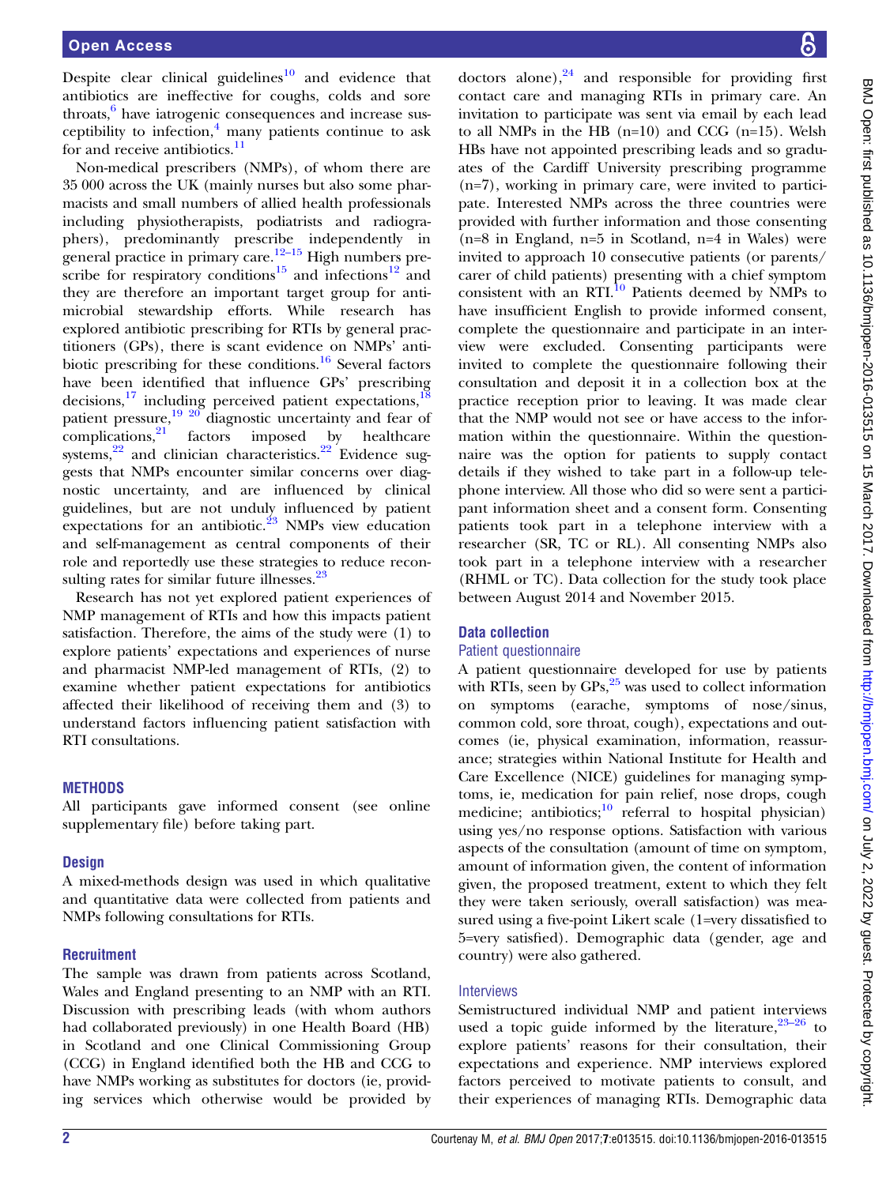Despite clear clinical guidelines[10] and evidence that antibiotics are ineffective for coughs, colds and sore throats,[6] have iatrogenic consequences and increase susceptibility to infection,[4] many patients continue to ask for and receive antibiotics.[11]

Non-medical prescribers (NMPs), of whom there are 35 000 across the UK (mainly nurses but also some pharmacists and small numbers of allied health professionals including physiotherapists, podiatrists and radiographers), predominantly prescribe independently in general practice in primary care.[12–15] High numbers prescribe for respiratory conditions[15] and infections[12] and they are therefore an important target group for antimicrobial stewardship efforts. While research has explored antibiotic prescribing for RTIs by general practitioners (GPs), there is scant evidence on NMPs' antibiotic prescribing for these conditions.[16] Several factors have been identified that influence GPs' prescribing decisions,[17] including perceived patient expectations,[18] patient pressure,[19 20] diagnostic uncertainty and fear of complications,[21] factors imposed by healthcare systems,[22] and clinician characteristics.[22] Evidence suggests that NMPs encounter similar concerns over diagnostic uncertainty, and are influenced by clinical guidelines, but are not unduly influenced by patient expectations for an antibiotic.[23] NMPs view education and self-management as central components of their role and reportedly use these strategies to reduce reconsulting rates for similar future illnesses.[23]

Research has not yet explored patient experiences of NMP management of RTIs and how this impacts patient satisfaction. Therefore, the aims of the study were (1) to explore patients' expectations and experiences of nurse and pharmacist NMP-led management of RTIs, (2) to examine whether patient expectations for antibiotics affected their likelihood of receiving them and (3) to understand factors influencing patient satisfaction with RTI consultations.

## METHODS

All participants gave informed consent (see online supplementary file) before taking part.

### Design

A mixed-methods design was used in which qualitative and quantitative data were collected from patients and NMPs following consultations for RTIs.

### Recruitment

The sample was drawn from patients across Scotland, Wales and England presenting to an NMP with an RTI. Discussion with prescribing leads (with whom authors had collaborated previously) in one Health Board (HB) in Scotland and one Clinical Commissioning Group (CCG) in England identified both the HB and CCG to have NMPs working as substitutes for doctors (ie, providing services which otherwise would be provided by doctors alone),[24] and responsible for providing first contact care and managing RTIs in primary care. An invitation to participate was sent via email by each lead to all NMPs in the HB (n=10) and CCG (n=15). Welsh HBs have not appointed prescribing leads and so graduates of the Cardiff University prescribing programme (n=7), working in primary care, were invited to participate. Interested NMPs across the three countries were provided with further information and those consenting (n=8 in England, n=5 in Scotland, n=4 in Wales) were invited to approach 10 consecutive patients (or parents/carer of child patients) presenting with a chief symptom consistent with an RTI.[10] Patients deemed by NMPs to have insufficient English to provide informed consent, complete the questionnaire and participate in an interview were excluded. Consenting participants were invited to complete the questionnaire following their consultation and deposit it in a collection box at the practice reception prior to leaving. It was made clear that the NMP would not see or have access to the information within the questionnaire. Within the questionnaire was the option for patients to supply contact details if they wished to take part in a follow-up telephone interview. All those who did so were sent a participant information sheet and a consent form. Consenting patients took part in a telephone interview with a researcher (SR, TC or RL). All consenting NMPs also took part in a telephone interview with a researcher (RHML or TC). Data collection for the study took place between August 2014 and November 2015.

### Data collection

#### Patient questionnaire

A patient questionnaire developed for use by patients with RTIs, seen by GPs,[25] was used to collect information on symptoms (earache, symptoms of nose/sinus, common cold, sore throat, cough), expectations and outcomes (ie, physical examination, information, reassurance; strategies within National Institute for Health and Care Excellence (NICE) guidelines for managing symptoms, ie, medication for pain relief, nose drops, cough medicine; antibiotics;[10] referral to hospital physician) using yes/no response options. Satisfaction with various aspects of the consultation (amount of time on symptom, amount of information given, the content of information given, the proposed treatment, extent to which they felt they were taken seriously, overall satisfaction) was measured using a five-point Likert scale (1=very dissatisfied to 5=very satisfied). Demographic data (gender, age and country) were also gathered.

#### Interviews

Semistructured individual NMP and patient interviews used a topic guide informed by the literature,[23–26] to explore patients' reasons for their consultation, their expectations and experience. NMP interviews explored factors perceived to motivate patients to consult, and their experiences of managing RTIs. Demographic data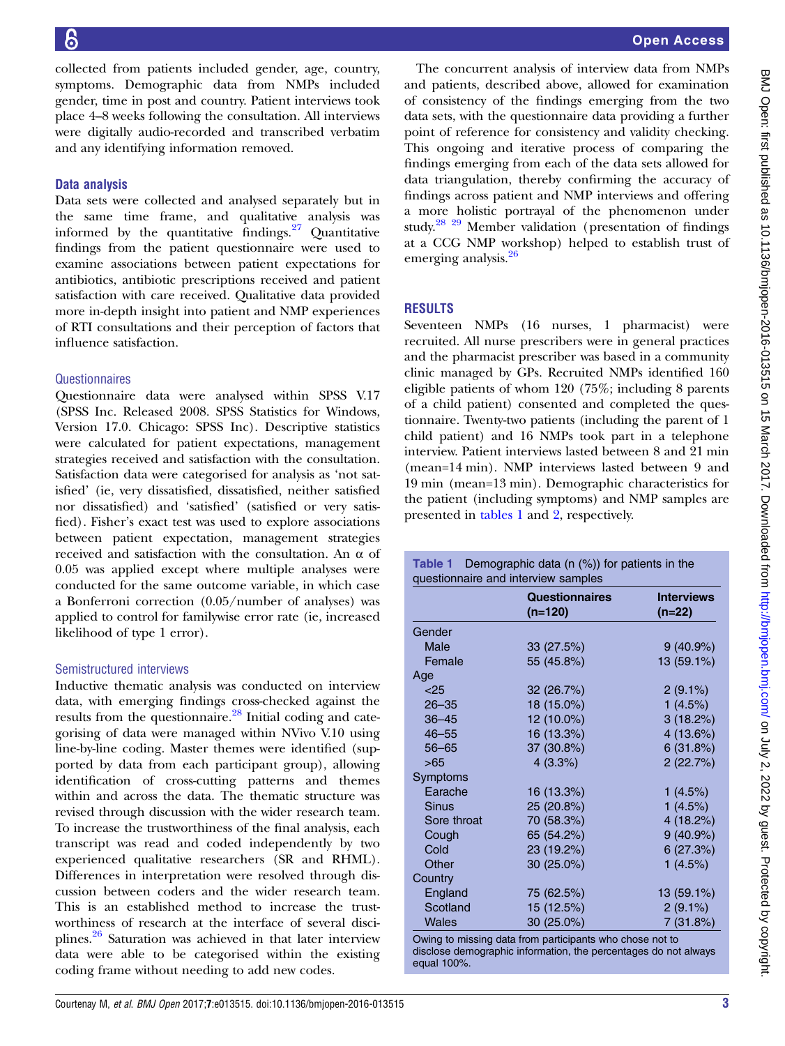collected from patients included gender, age, country, symptoms. Demographic data from NMPs included gender, time in post and country. Patient interviews took place 4–8 weeks following the consultation. All interviews were digitally audio-recorded and transcribed verbatim and any identifying information removed.

### Data analysis

Data sets were collected and analysed separately but in the same time frame, and qualitative analysis was informed by the quantitative findings.[27] Quantitative findings from the patient questionnaire were used to examine associations between patient expectations for antibiotics, antibiotic prescriptions received and patient satisfaction with care received. Qualitative data provided more in-depth insight into patient and NMP experiences of RTI consultations and their perception of factors that influence satisfaction.

#### Questionnaires

Questionnaire data were analysed within SPSS V.17 (SPSS Inc. Released 2008. SPSS Statistics for Windows, Version 17.0. Chicago: SPSS Inc). Descriptive statistics were calculated for patient expectations, management strategies received and satisfaction with the consultation. Satisfaction data were categorised for analysis as 'not satisfied' (ie, very dissatisfied, dissatisfied, neither satisfied nor dissatisfied) and 'satisfied' (satisfied or very satisfied). Fisher's exact test was used to explore associations between patient expectation, management strategies received and satisfaction with the consultation. An α of 0.05 was applied except where multiple analyses were conducted for the same outcome variable, in which case a Bonferroni correction (0.05/number of analyses) was applied to control for familywise error rate (ie, increased likelihood of type 1 error).

#### Semistructured interviews

Inductive thematic analysis was conducted on interview data, with emerging findings cross-checked against the results from the questionnaire.[28] Initial coding and categorising of data were managed within NVivo V.10 using line-by-line coding. Master themes were identified (supported by data from each participant group), allowing identification of cross-cutting patterns and themes within and across the data. The thematic structure was revised through discussion with the wider research team. To increase the trustworthiness of the final analysis, each transcript was read and coded independently by two experienced qualitative researchers (SR and RHML). Differences in interpretation were resolved through discussion between coders and the wider research team. This is an established method to increase the trustworthiness of research at the interface of several disciplines.[26] Saturation was achieved in that later interview data were able to be categorised within the existing coding frame without needing to add new codes.

The concurrent analysis of interview data from NMPs and patients, described above, allowed for examination of consistency of the findings emerging from the two data sets, with the questionnaire data providing a further point of reference for consistency and validity checking. This ongoing and iterative process of comparing the findings emerging from each of the data sets allowed for data triangulation, thereby confirming the accuracy of findings across patient and NMP interviews and offering a more holistic portrayal of the phenomenon under study.[28 29] Member validation (presentation of findings at a CCG NMP workshop) helped to establish trust of emerging analysis.[26]

## RESULTS

Seventeen NMPs (16 nurses, 1 pharmacist) were recruited. All nurse prescribers were in general practices and the pharmacist prescriber was based in a community clinic managed by GPs. Recruited NMPs identified 160 eligible patients of whom 120 (75%; including 8 parents of a child patient) consented and completed the questionnaire. Twenty-two patients (including the parent of 1 child patient) and 16 NMPs took part in a telephone interview. Patient interviews lasted between 8 and 21 min (mean=14 min). NMP interviews lasted between 9 and 19 min (mean=13 min). Demographic characteristics for the patient (including symptoms) and NMP samples are presented in tables 1 and 2, respectively.

**Table 1** Demographic data (n (%)) for patients in the questionnaire and interview samples

| | Questionnaires (n=120) | Interviews (n=22) |
|---|---|---|
| Gender | | |
| Male | 33 (27.5%) | 9 (40.9%) |
| Female | 55 (45.8%) | 13 (59.1%) |
| Age | | |
| <25 | 32 (26.7%) | 2 (9.1%) |
| 26–35 | 18 (15.0%) | 1 (4.5%) |
| 36–45 | 12 (10.0%) | 3 (18.2%) |
| 46–55 | 16 (13.3%) | 4 (13.6%) |
| 56–65 | 37 (30.8%) | 6 (31.8%) |
| >65 | 4 (3.3%) | 2 (22.7%) |
| Symptoms | | |
| Earache | 16 (13.3%) | 1 (4.5%) |
| Sinus | 25 (20.8%) | 1 (4.5%) |
| Sore throat | 70 (58.3%) | 4 (18.2%) |
| Cough | 65 (54.2%) | 9 (40.9%) |
| Cold | 23 (19.2%) | 6 (27.3%) |
| Other | 30 (25.0%) | 1 (4.5%) |
| Country | | |
| England | 75 (62.5%) | 13 (59.1%) |
| Scotland | 15 (12.5%) | 2 (9.1%) |
| Wales | 30 (25.0%) | 7 (31.8%) |

Owing to missing data from participants who chose not to disclose demographic information, the percentages do not always equal 100%.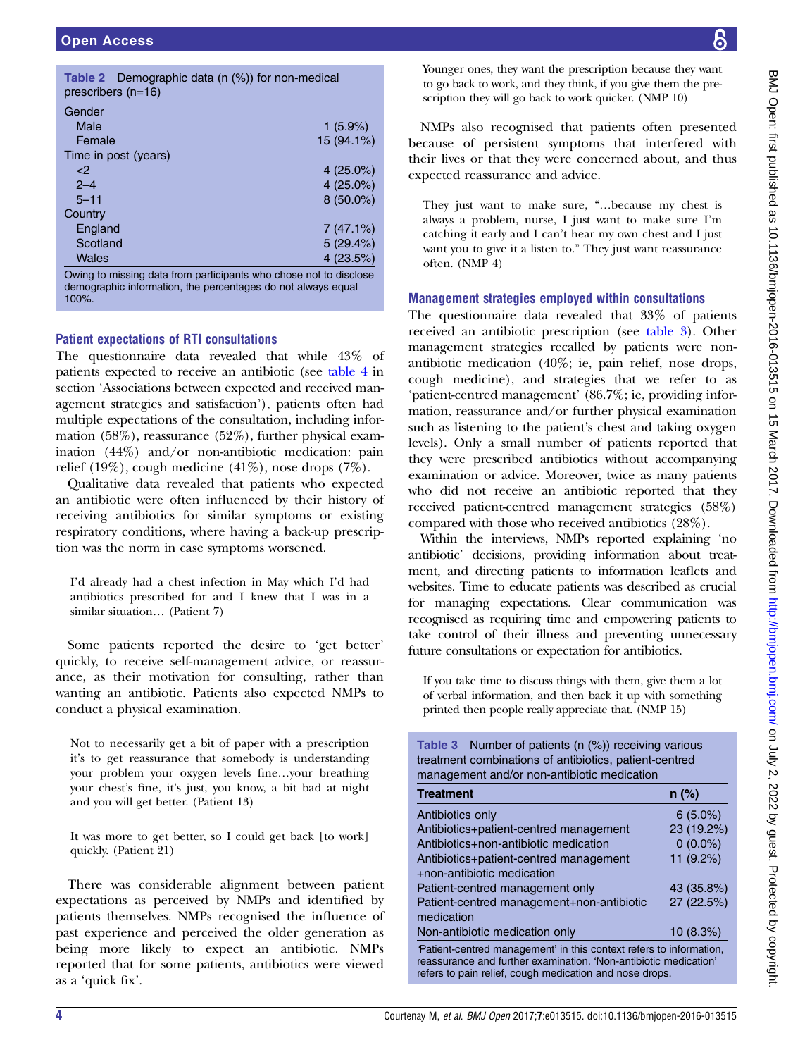**Table 2** Demographic data (n (%)) for non-medical prescribers (n=16)

| | |
|---|---|
| Gender | |
| Male | 1 (5.9%) |
| Female | 15 (94.1%) |
| Time in post (years) | |
| <2 | 4 (25.0%) |
| 2–4 | 4 (25.0%) |
| 5–11 | 8 (50.0%) |
| Country | |
| England | 7 (47.1%) |
| Scotland | 5 (29.4%) |
| Wales | 4 (23.5%) |

Owing to missing data from participants who chose not to disclose demographic information, the percentages do not always equal 100%.

### Patient expectations of RTI consultations

The questionnaire data revealed that while 43% of patients expected to receive an antibiotic (see table 4 in section 'Associations between expected and received management strategies and satisfaction'), patients often had multiple expectations of the consultation, including information (58%), reassurance (52%), further physical examination (44%) and/or non-antibiotic medication: pain relief (19%), cough medicine (41%), nose drops (7%).

Qualitative data revealed that patients who expected an antibiotic were often influenced by their history of receiving antibiotics for similar symptoms or existing respiratory conditions, where having a back-up prescription was the norm in case symptoms worsened.

> I'd already had a chest infection in May which I'd had antibiotics prescribed for and I knew that I was in a similar situation… (Patient 7)

Some patients reported the desire to 'get better' quickly, to receive self-management advice, or reassurance, as their motivation for consulting, rather than wanting an antibiotic. Patients also expected NMPs to conduct a physical examination.

> Not to necessarily get a bit of paper with a prescription it's to get reassurance that somebody is understanding your problem your oxygen levels fine…your breathing your chest's fine, it's just, you know, a bit bad at night and you will get better. (Patient 13)

> It was more to get better, so I could get back [to work] quickly. (Patient 21)

There was considerable alignment between patient expectations as perceived by NMPs and identified by patients themselves. NMPs recognised the influence of past experience and perceived the older generation as being more likely to expect an antibiotic. NMPs reported that for some patients, antibiotics were viewed as a 'quick fix'.

> Younger ones, they want the prescription because they want to go back to work, and they think, if you give them the prescription they will go back to work quicker. (NMP 10)

NMPs also recognised that patients often presented because of persistent symptoms that interfered with their lives or that they were concerned about, and thus expected reassurance and advice.

> They just want to make sure, "…because my chest is always a problem, nurse, I just want to make sure I'm catching it early and I can't hear my own chest and I just want you to give it a listen to." They just want reassurance often. (NMP 4)

### Management strategies employed within consultations

The questionnaire data revealed that 33% of patients received an antibiotic prescription (see table 3). Other management strategies recalled by patients were non-antibiotic medication (40%; ie, pain relief, nose drops, cough medicine), and strategies that we refer to as 'patient-centred management' (86.7%; ie, providing information, reassurance and/or further physical examination such as listening to the patient's chest and taking oxygen levels). Only a small number of patients reported that they were prescribed antibiotics without accompanying examination or advice. Moreover, twice as many patients who did not receive an antibiotic reported that they received patient-centred management strategies (58%) compared with those who received antibiotics (28%).

Within the interviews, NMPs reported explaining 'no antibiotic' decisions, providing information about treatment, and directing patients to information leaflets and websites. Time to educate patients was described as crucial for managing expectations. Clear communication was recognised as requiring time and empowering patients to take control of their illness and preventing unnecessary future consultations or expectation for antibiotics.

> If you take time to discuss things with them, give them a lot of verbal information, and then back it up with something printed then people really appreciate that. (NMP 15)

**Table 3** Number of patients (n (%)) receiving various treatment combinations of antibiotics, patient-centred management and/or non-antibiotic medication

| Treatment | n (%) |
|---|---|
| Antibiotics only | 6 (5.0%) |
| Antibiotics+patient-centred management | 23 (19.2%) |
| Antibiotics+non-antibiotic medication | 0 (0.0%) |
| Antibiotics+patient-centred management +non-antibiotic medication | 11 (9.2%) |
| Patient-centred management only | 43 (35.8%) |
| Patient-centred management+non-antibiotic medication | 27 (22.5%) |
| Non-antibiotic medication only | 10 (8.3%) |

'Patient-centred management' in this context refers to information, reassurance and further examination. 'Non-antibiotic medication' refers to pain relief, cough medication and nose drops.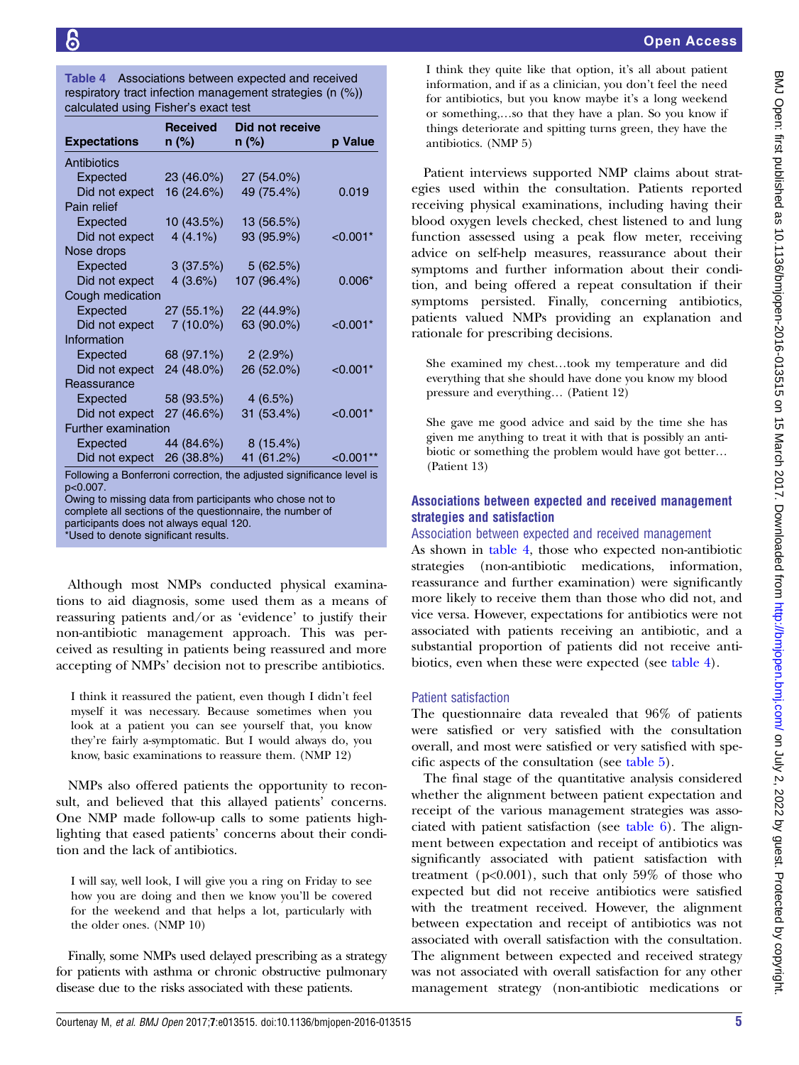**Table 4** Associations between expected and received respiratory tract infection management strategies (n (%)) calculated using Fisher's exact test

| Expectations | Received n (%) | Did not receive n (%) | p Value |
|---|---|---|---|
| Antibiotics | | | |
| Expected | 23 (46.0%) | 27 (54.0%) | |
| Did not expect | 16 (24.6%) | 49 (75.4%) | 0.019 |
| Pain relief | | | |
| Expected | 10 (43.5%) | 13 (56.5%) | |
| Did not expect | 4 (4.1%) | 93 (95.9%) | <0.001* |
| Nose drops | | | |
| Expected | 3 (37.5%) | 5 (62.5%) | |
| Did not expect | 4 (3.6%) | 107 (96.4%) | 0.006* |
| Cough medication | | | |
| Expected | 27 (55.1%) | 22 (44.9%) | |
| Did not expect | 7 (10.0%) | 63 (90.0%) | <0.001* |
| Information | | | |
| Expected | 68 (97.1%) | 2 (2.9%) | |
| Did not expect | 24 (48.0%) | 26 (52.0%) | <0.001* |
| Reassurance | | | |
| Expected | 58 (93.5%) | 4 (6.5%) | |
| Did not expect | 27 (46.6%) | 31 (53.4%) | <0.001* |
| Further examination | | | |
| Expected | 44 (84.6%) | 8 (15.4%) | |
| Did not expect | 26 (38.8%) | 41 (61.2%) | <0.001** |

Following a Bonferroni correction, the adjusted significance level is p<0.007.
Owing to missing data from participants who chose not to complete all sections of the questionnaire, the number of participants does not always equal 120.
*Used to denote significant results.

Although most NMPs conducted physical examinations to aid diagnosis, some used them as a means of reassuring patients and/or as 'evidence' to justify their non-antibiotic management approach. This was perceived as resulting in patients being reassured and more accepting of NMPs' decision not to prescribe antibiotics.

> I think it reassured the patient, even though I didn't feel myself it was necessary. Because sometimes when you look at a patient you can see yourself that, you know they're fairly a-symptomatic. But I would always do, you know, basic examinations to reassure them. (NMP 12)

NMPs also offered patients the opportunity to reconsult, and believed that this allayed patients' concerns. One NMP made follow-up calls to some patients highlighting that eased patients' concerns about their condition and the lack of antibiotics.

> I will say, well look, I will give you a ring on Friday to see how you are doing and then we know you'll be covered for the weekend and that helps a lot, particularly with the older ones. (NMP 10)

Finally, some NMPs used delayed prescribing as a strategy for patients with asthma or chronic obstructive pulmonary disease due to the risks associated with these patients.

> I think they quite like that option, it's all about patient information, and if as a clinician, you don't feel the need for antibiotics, but you know maybe it's a long weekend or something,…so that they have a plan. So you know if things deteriorate and spitting turns green, they have the antibiotics. (NMP 5)

Patient interviews supported NMP claims about strategies used within the consultation. Patients reported receiving physical examinations, including having their blood oxygen levels checked, chest listened to and lung function assessed using a peak flow meter, receiving advice on self-help measures, reassurance about their symptoms and further information about their condition, and being offered a repeat consultation if their symptoms persisted. Finally, concerning antibiotics, patients valued NMPs providing an explanation and rationale for prescribing decisions.

> She examined my chest…took my temperature and did everything that she should have done you know my blood pressure and everything… (Patient 12)

> She gave me good advice and said by the time she has given me anything to treat it with that is possibly an antibiotic or something the problem would have got better… (Patient 13)

## Associations between expected and received management strategies and satisfaction

### Association between expected and received management

As shown in table 4, those who expected non-antibiotic strategies (non-antibiotic medications, information, reassurance and further examination) were significantly more likely to receive them than those who did not, and vice versa. However, expectations for antibiotics were not associated with patients receiving an antibiotic, and a substantial proportion of patients did not receive antibiotics, even when these were expected (see table 4).

### Patient satisfaction

The questionnaire data revealed that 96% of patients were satisfied or very satisfied with the consultation overall, and most were satisfied or very satisfied with specific aspects of the consultation (see table 5).

The final stage of the quantitative analysis considered whether the alignment between patient expectation and receipt of the various management strategies was associated with patient satisfaction (see table 6). The alignment between expectation and receipt of antibiotics was significantly associated with patient satisfaction with treatment (p<0.001), such that only 59% of those who expected but did not receive antibiotics were satisfied with the treatment received. However, the alignment between expectation and receipt of antibiotics was not associated with overall satisfaction with the consultation. The alignment between expected and received strategy was not associated with overall satisfaction for any other management strategy (non-antibiotic medications or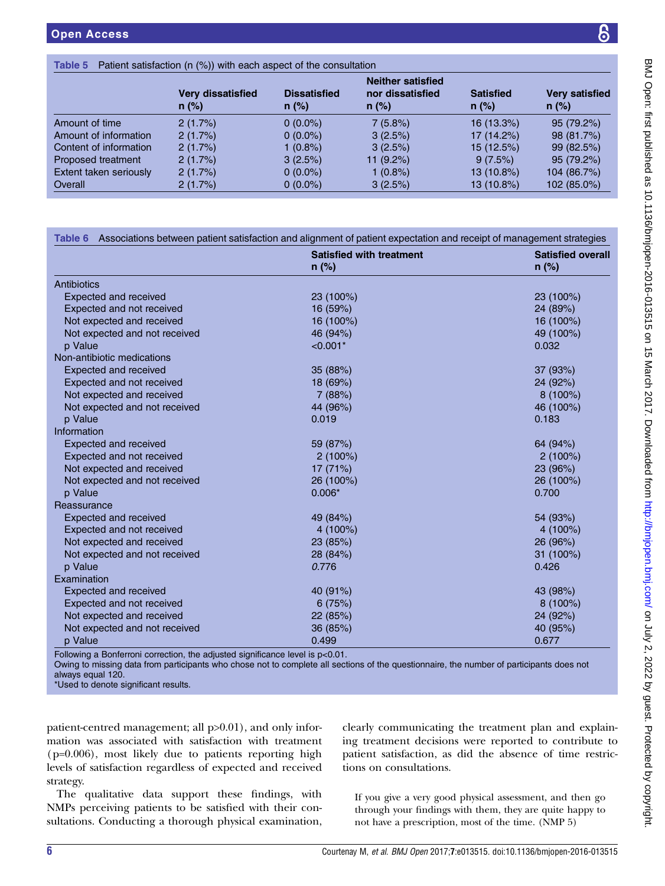**Table 5** Patient satisfaction (n (%)) with each aspect of the consultation

| | Very dissatisfied n (%) | Dissatisfied n (%) | Neither satisfied nor dissatisfied n (%) | Satisfied n (%) | Very satisfied n (%) |
|---|---|---|---|---|---|
| Amount of time | 2 (1.7%) | 0 (0.0%) | 7 (5.8%) | 16 (13.3%) | 95 (79.2%) |
| Amount of information | 2 (1.7%) | 0 (0.0%) | 3 (2.5%) | 17 (14.2%) | 98 (81.7%) |
| Content of information | 2 (1.7%) | 1 (0.8%) | 3 (2.5%) | 15 (12.5%) | 99 (82.5%) |
| Proposed treatment | 2 (1.7%) | 3 (2.5%) | 11 (9.2%) | 9 (7.5%) | 95 (79.2%) |
| Extent taken seriously | 2 (1.7%) | 0 (0.0%) | 1 (0.8%) | 13 (10.8%) | 104 (86.7%) |
| Overall | 2 (1.7%) | 0 (0.0%) | 3 (2.5%) | 13 (10.8%) | 102 (85.0%) |

**Table 6** Associations between patient satisfaction and alignment of patient expectation and receipt of management strategies

| | Satisfied with treatment n (%) | Satisfied overall n (%) |
|---|---|---|
| Antibiotics | | |
| Expected and received | 23 (100%) | 23 (100%) |
| Expected and not received | 16 (59%) | 24 (89%) |
| Not expected and received | 16 (100%) | 16 (100%) |
| Not expected and not received | 46 (94%) | 49 (100%) |
| p Value | <0.001* | 0.032 |
| Non-antibiotic medications | | |
| Expected and received | 35 (88%) | 37 (93%) |
| Expected and not received | 18 (69%) | 24 (92%) |
| Not expected and received | 7 (88%) | 8 (100%) |
| Not expected and not received | 44 (96%) | 46 (100%) |
| p Value | 0.019 | 0.183 |
| Information | | |
| Expected and received | 59 (87%) | 64 (94%) |
| Expected and not received | 2 (100%) | 2 (100%) |
| Not expected and received | 17 (71%) | 23 (96%) |
| Not expected and not received | 26 (100%) | 26 (100%) |
| p Value | 0.006* | 0.700 |
| Reassurance | | |
| Expected and received | 49 (84%) | 54 (93%) |
| Expected and not received | 4 (100%) | 4 (100%) |
| Not expected and received | 23 (85%) | 26 (96%) |
| Not expected and not received | 28 (84%) | 31 (100%) |
| p Value | 0.776 | 0.426 |
| Examination | | |
| Expected and received | 40 (91%) | 43 (98%) |
| Expected and not received | 6 (75%) | 8 (100%) |
| Not expected and received | 22 (85%) | 24 (92%) |
| Not expected and not received | 36 (85%) | 40 (95%) |
| p Value | 0.499 | 0.677 |

Following a Bonferroni correction, the adjusted significance level is p<0.01.
Owing to missing data from participants who chose not to complete all sections of the questionnaire, the number of participants does not always equal 120.
*Used to denote significant results.

patient-centred management; all p>0.01), and only information was associated with satisfaction with treatment (p=0.006), most likely due to patients reporting high levels of satisfaction regardless of expected and received strategy.

The qualitative data support these findings, with NMPs perceiving patients to be satisfied with their consultations. Conducting a thorough physical examination, clearly communicating the treatment plan and explaining treatment decisions were reported to contribute to patient satisfaction, as did the absence of time restrictions on consultations.

> If you give a very good physical assessment, and then go through your findings with them, they are quite happy to not have a prescription, most of the time. (NMP 5)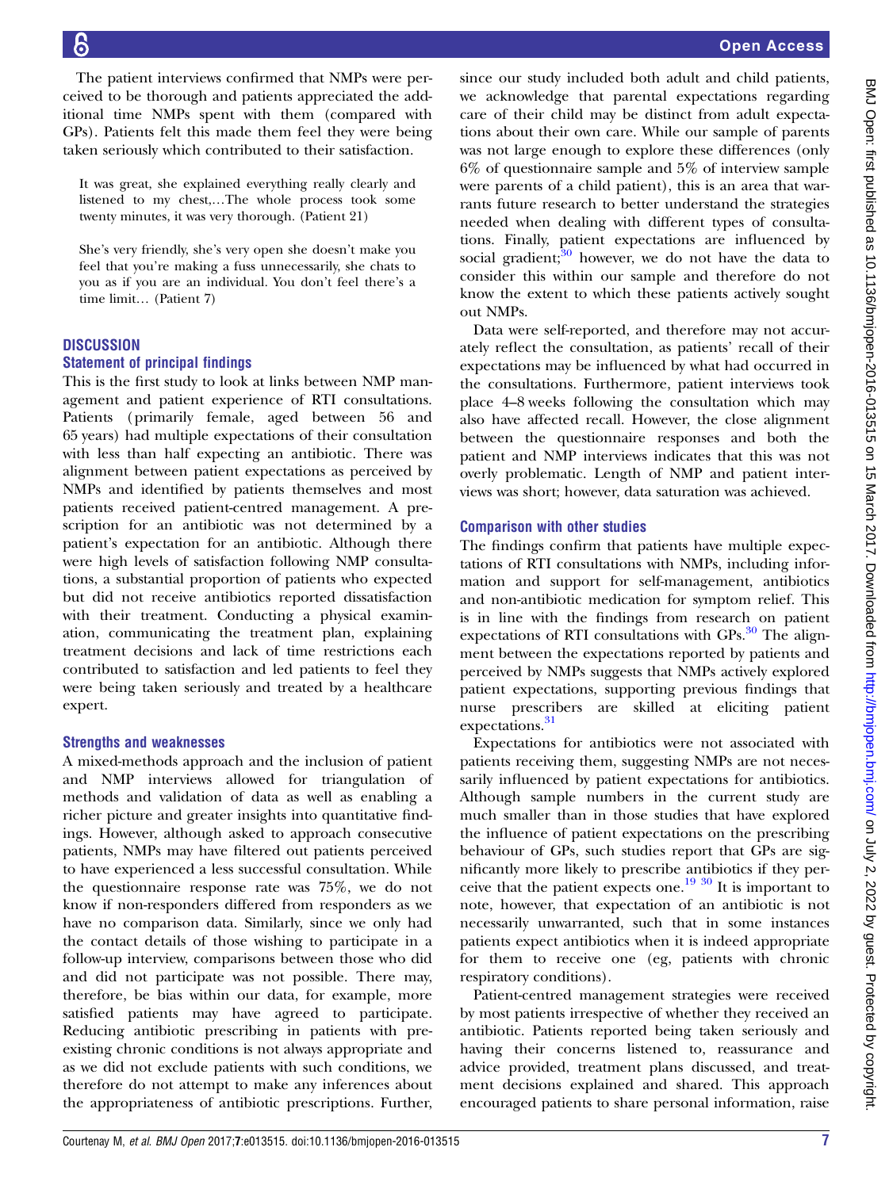The patient interviews confirmed that NMPs were perceived to be thorough and patients appreciated the additional time NMPs spent with them (compared with GPs). Patients felt this made them feel they were being taken seriously which contributed to their satisfaction.

> It was great, she explained everything really clearly and listened to my chest,…The whole process took some twenty minutes, it was very thorough. (Patient 21)

> She's very friendly, she's very open she doesn't make you feel that you're making a fuss unnecessarily, she chats to you as if you are an individual. You don't feel there's a time limit… (Patient 7)

## DISCUSSION

### Statement of principal findings

This is the first study to look at links between NMP management and patient experience of RTI consultations. Patients (primarily female, aged between 56 and 65 years) had multiple expectations of their consultation with less than half expecting an antibiotic. There was alignment between patient expectations as perceived by NMPs and identified by patients themselves and most patients received patient-centred management. A prescription for an antibiotic was not determined by a patient's expectation for an antibiotic. Although there were high levels of satisfaction following NMP consultations, a substantial proportion of patients who expected but did not receive antibiotics reported dissatisfaction with their treatment. Conducting a physical examination, communicating the treatment plan, explaining treatment decisions and lack of time restrictions each contributed to satisfaction and led patients to feel they were being taken seriously and treated by a healthcare expert.

### Strengths and weaknesses

A mixed-methods approach and the inclusion of patient and NMP interviews allowed for triangulation of methods and validation of data as well as enabling a richer picture and greater insights into quantitative findings. However, although asked to approach consecutive patients, NMPs may have filtered out patients perceived to have experienced a less successful consultation. While the questionnaire response rate was 75%, we do not know if non-responders differed from responders as we have no comparison data. Similarly, since we only had the contact details of those wishing to participate in a follow-up interview, comparisons between those who did and did not participate was not possible. There may, therefore, be bias within our data, for example, more satisfied patients may have agreed to participate. Reducing antibiotic prescribing in patients with pre-existing chronic conditions is not always appropriate and as we did not exclude patients with such conditions, we therefore do not attempt to make any inferences about the appropriateness of antibiotic prescriptions. Further, since our study included both adult and child patients, we acknowledge that parental expectations regarding care of their child may be distinct from adult expectations about their own care. While our sample of parents was not large enough to explore these differences (only 6% of questionnaire sample and 5% of interview sample were parents of a child patient), this is an area that warrants future research to better understand the strategies needed when dealing with different types of consultations. Finally, patient expectations are influenced by social gradient;[30] however, we do not have the data to consider this within our sample and therefore do not know the extent to which these patients actively sought out NMPs.

Data were self-reported, and therefore may not accurately reflect the consultation, as patients' recall of their expectations may be influenced by what had occurred in the consultations. Furthermore, patient interviews took place 4–8 weeks following the consultation which may also have affected recall. However, the close alignment between the questionnaire responses and both the patient and NMP interviews indicates that this was not overly problematic. Length of NMP and patient interviews was short; however, data saturation was achieved.

### Comparison with other studies

The findings confirm that patients have multiple expectations of RTI consultations with NMPs, including information and support for self-management, antibiotics and non-antibiotic medication for symptom relief. This is in line with the findings from research on patient expectations of RTI consultations with GPs.[30] The alignment between the expectations reported by patients and perceived by NMPs suggests that NMPs actively explored patient expectations, supporting previous findings that nurse prescribers are skilled at eliciting patient expectations.[31]

Expectations for antibiotics were not associated with patients receiving them, suggesting NMPs are not necessarily influenced by patient expectations for antibiotics. Although sample numbers in the current study are much smaller than in those studies that have explored the influence of patient expectations on the prescribing behaviour of GPs, such studies report that GPs are significantly more likely to prescribe antibiotics if they perceive that the patient expects one.[19 30] It is important to note, however, that expectation of an antibiotic is not necessarily unwarranted, such that in some instances patients expect antibiotics when it is indeed appropriate for them to receive one (eg, patients with chronic respiratory conditions).

Patient-centred management strategies were received by most patients irrespective of whether they received an antibiotic. Patients reported being taken seriously and having their concerns listened to, reassurance and advice provided, treatment plans discussed, and treatment decisions explained and shared. This approach encouraged patients to share personal information, raise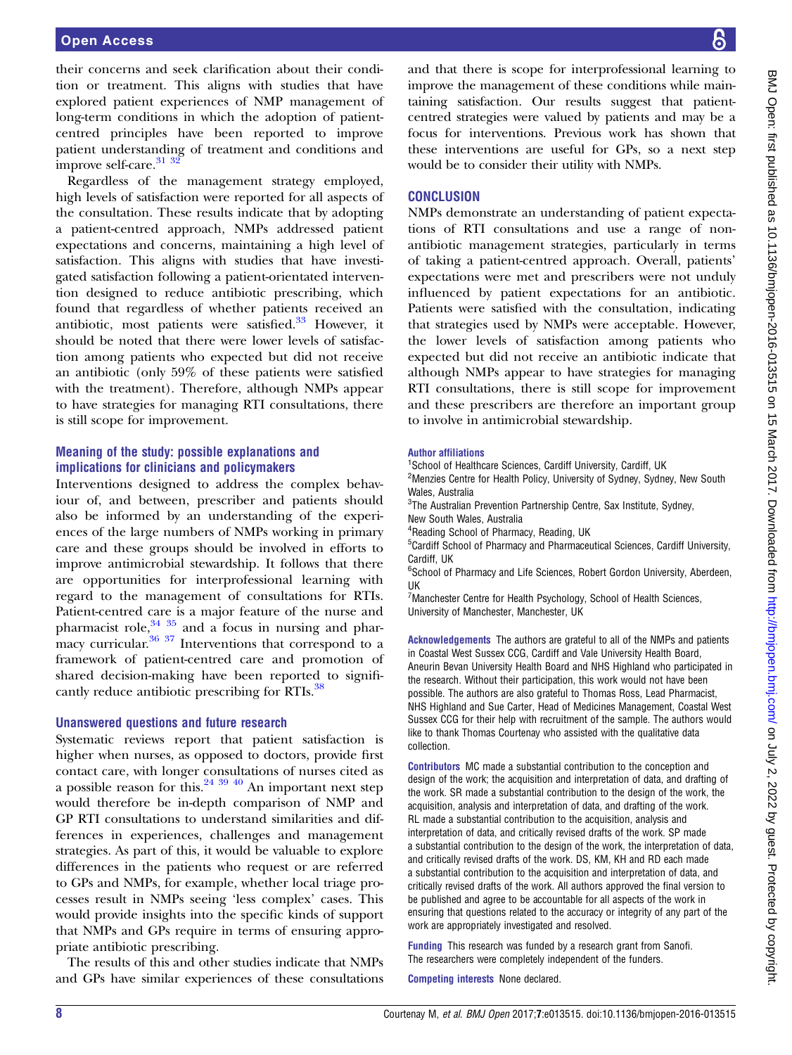their concerns and seek clarification about their condition or treatment. This aligns with studies that have explored patient experiences of NMP management of long-term conditions in which the adoption of patient-centred principles have been reported to improve patient understanding of treatment and conditions and improve self-care.[31 32]

Regardless of the management strategy employed, high levels of satisfaction were reported for all aspects of the consultation. These results indicate that by adopting a patient-centred approach, NMPs addressed patient expectations and concerns, maintaining a high level of satisfaction. This aligns with studies that have investigated satisfaction following a patient-orientated intervention designed to reduce antibiotic prescribing, which found that regardless of whether patients received an antibiotic, most patients were satisfied.[33] However, it should be noted that there were lower levels of satisfaction among patients who expected but did not receive an antibiotic (only 59% of these patients were satisfied with the treatment). Therefore, although NMPs appear to have strategies for managing RTI consultations, there is still scope for improvement.

### Meaning of the study: possible explanations and implications for clinicians and policymakers

Interventions designed to address the complex behaviour of, and between, prescriber and patients should also be informed by an understanding of the experiences of the large numbers of NMPs working in primary care and these groups should be involved in efforts to improve antimicrobial stewardship. It follows that there are opportunities for interprofessional learning with regard to the management of consultations for RTIs. Patient-centred care is a major feature of the nurse and pharmacist role,[34 35] and a focus in nursing and pharmacy curricular.[36 37] Interventions that correspond to a framework of patient-centred care and promotion of shared decision-making have been reported to significantly reduce antibiotic prescribing for RTIs.[38]

### Unanswered questions and future research

Systematic reviews report that patient satisfaction is higher when nurses, as opposed to doctors, provide first contact care, with longer consultations of nurses cited as a possible reason for this.[24 39 40] An important next step would therefore be in-depth comparison of NMP and GP RTI consultations to understand similarities and differences in experiences, challenges and management strategies. As part of this, it would be valuable to explore differences in the patients who request or are referred to GPs and NMPs, for example, whether local triage processes result in NMPs seeing 'less complex' cases. This would provide insights into the specific kinds of support that NMPs and GPs require in terms of ensuring appropriate antibiotic prescribing.

The results of this and other studies indicate that NMPs and GPs have similar experiences of these consultations and that there is scope for interprofessional learning to improve the management of these conditions while maintaining satisfaction. Our results suggest that patient-centred strategies were valued by patients and may be a focus for interventions. Previous work has shown that these interventions are useful for GPs, so a next step would be to consider their utility with NMPs.

## CONCLUSION

NMPs demonstrate an understanding of patient expectations of RTI consultations and use a range of non-antibiotic management strategies, particularly in terms of taking a patient-centred approach. Overall, patients' expectations were met and prescribers were not unduly influenced by patient expectations for an antibiotic. Patients were satisfied with the consultation, indicating that strategies used by NMPs were acceptable. However, the lower levels of satisfaction among patients who expected but did not receive an antibiotic indicate that although NMPs appear to have strategies for managing RTI consultations, there is still scope for improvement and these prescribers are therefore an important group to involve in antimicrobial stewardship.

**Author affiliations**
[1]School of Healthcare Sciences, Cardiff University, Cardiff, UK
[2]Menzies Centre for Health Policy, University of Sydney, Sydney, New South Wales, Australia
[3]The Australian Prevention Partnership Centre, Sax Institute, Sydney, New South Wales, Australia
[4]Reading School of Pharmacy, Reading, UK
[5]Cardiff School of Pharmacy and Pharmaceutical Sciences, Cardiff University, Cardiff, UK
[6]School of Pharmacy and Life Sciences, Robert Gordon University, Aberdeen, UK
[7]Manchester Centre for Health Psychology, School of Health Sciences, University of Manchester, Manchester, UK

**Acknowledgements** The authors are grateful to all of the NMPs and patients in Coastal West Sussex CCG, Cardiff and Vale University Health Board, Aneurin Bevan University Health Board and NHS Highland who participated in the research. Without their participation, this work would not have been possible. The authors are also grateful to Thomas Ross, Lead Pharmacist, NHS Highland and Sue Carter, Head of Medicines Management, Coastal West Sussex CCG for their help with recruitment of the sample. The authors would like to thank Thomas Courtenay who assisted with the qualitative data collection.

**Contributors** MC made a substantial contribution to the conception and design of the work; the acquisition and interpretation of data, and drafting of the work. SR made a substantial contribution to the design of the work, the acquisition, analysis and interpretation of data, and drafting of the work. RL made a substantial contribution to the acquisition, analysis and interpretation of data, and critically revised drafts of the work. SP made a substantial contribution to the design of the work, the interpretation of data, and critically revised drafts of the work. DS, KM, KH and RD each made a substantial contribution to the acquisition and interpretation of data, and critically revised drafts of the work. All authors approved the final version to be published and agree to be accountable for all aspects of the work in ensuring that questions related to the accuracy or integrity of any part of the work are appropriately investigated and resolved.

**Funding** This research was funded by a research grant from Sanofi. The researchers were completely independent of the funders.

**Competing interests** None declared.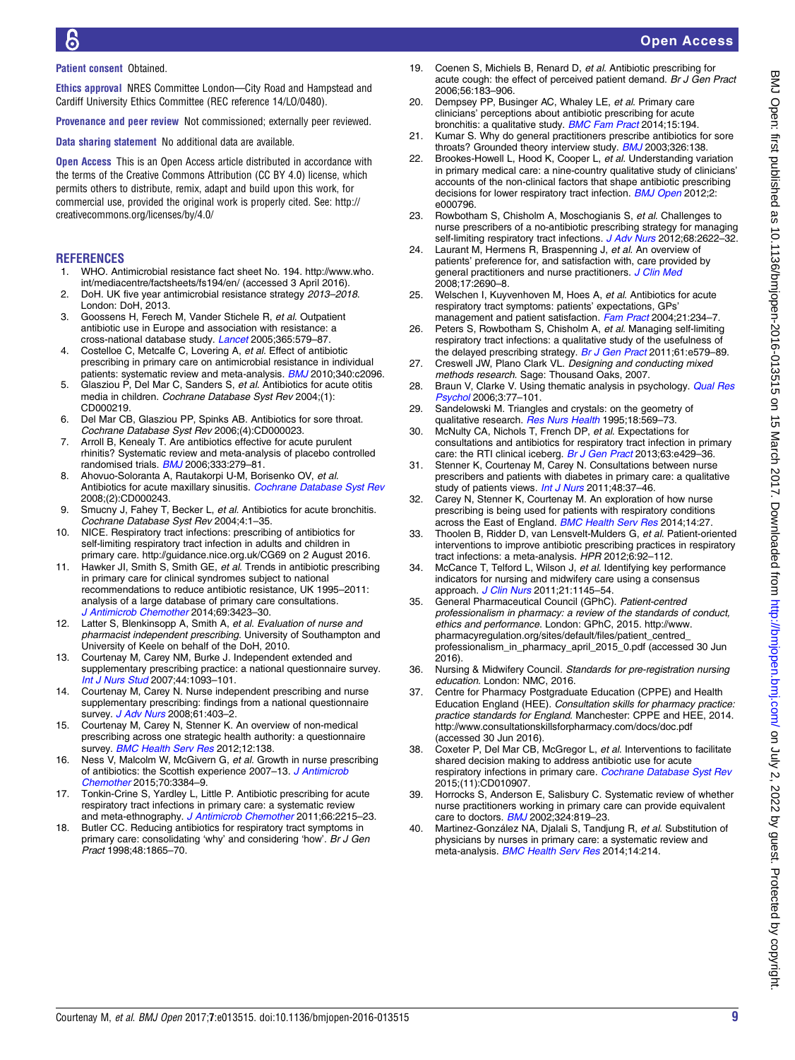**Patient consent** Obtained.

**Ethics approval** NRES Committee London—City Road and Hampstead and Cardiff University Ethics Committee (REC reference 14/LO/0480).

**Provenance and peer review** Not commissioned; externally peer reviewed.

**Data sharing statement** No additional data are available.

**Open Access** This is an Open Access article distributed in accordance with the terms of the Creative Commons Attribution (CC BY 4.0) license, which permits others to distribute, remix, adapt and build upon this work, for commercial use, provided the original work is properly cited. See: http://creativecommons.org/licenses/by/4.0/

## REFERENCES

1. WHO. Antimicrobial resistance fact sheet No. 194. http://www.who.int/mediacentre/factsheets/fs194/en/ (accessed 3 April 2016).
2. DoH. UK five year antimicrobial resistance strategy *2013–2018*. London: DoH, 2013.
3. Goossens H, Ferech M, Vander Stichele R, *et al*. Outpatient antibiotic use in Europe and association with resistance: a cross-national database study. *Lancet* 2005;365:579–87.
4. Costelloe C, Metcalfe C, Lovering A, *et al*. Effect of antibiotic prescribing in primary care on antimicrobial resistance in individual patients: systematic review and meta-analysis. *BMJ* 2010;340:c2096.
5. Glasziou P, Del Mar C, Sanders S, *et al*. Antibiotics for acute otitis media in children. *Cochrane Database Syst Rev* 2004;(1):CD000219.
6. Del Mar CB, Glasziou PP, Spinks AB. Antibiotics for sore throat. *Cochrane Database Syst Rev* 2006;(4):CD000023.
7. Arroll B, Kenealy T. Are antibiotics effective for acute purulent rhinitis? Systematic review and meta-analysis of placebo controlled randomised trials. *BMJ* 2006;333:279–81.
8. Ahovuo-Saloranta A, Rautakorpi U-M, Borisenko OV, *et al*. Antibiotics for acute maxillary sinusitis. *Cochrane Database Syst Rev* 2008;(2):CD000243.
9. Smucny J, Fahey T, Becker L, *et al*. Antibiotics for acute bronchitis. *Cochrane Database Syst Rev* 2004;4:1–35.
10. NICE. Respiratory tract infections: prescribing of antibiotics for self-limiting respiratory tract infection in adults and children in primary care. http://guidance.nice.org.uk/CG69 on 2 August 2016.
11. Hawker JI, Smith S, Smith GE, *et al*. Trends in antibiotic prescribing in primary care for clinical syndromes subject to national recommendations to reduce antibiotic resistance, UK 1995–2011: analysis of a large database of primary care consultations. *J Antimicrob Chemother* 2014;69:3423–30.
12. Latter S, Blenkinsopp A, Smith A, *et al*. *Evaluation of nurse and pharmacist independent prescribing*. University of Southampton and University of Keele on behalf of the DoH, 2010.
13. Courtenay M, Carey NM, Burke J. Independent extended and supplementary prescribing practice: a national questionnaire survey. *Int J Nurs Stud* 2007;44:1093–101.
14. Courtenay M, Carey N. Nurse independent prescribing and nurse supplementary prescribing: findings from a national questionnaire survey. *J Adv Nurs* 2008;61:403–2.
15. Courtenay M, Carey N, Stenner K. An overview of non-medical prescribing across one strategic health authority: a questionnaire survey. *BMC Health Serv Res* 2012;12:138.
16. Ness V, Malcolm W, McGivern G, *et al*. Growth in nurse prescribing of antibiotics: the Scottish experience 2007–13. *J Antimicrob Chemother* 2015;70:3384–9.
17. Tonkin-Crine S, Yardley L, Little P. Antibiotic prescribing for acute respiratory tract infections in primary care: a systematic review and meta-ethnography. *J Antimicrob Chemother* 2011;66:2215–23.
18. Butler CC. Reducing antibiotics for respiratory tract symptoms in primary care: consolidating 'why' and considering 'how'. *Br J Gen Pract* 1998;48:1865–70.
19. Coenen S, Michiels B, Renard D, *et al*. Antibiotic prescribing for acute cough: the effect of perceived patient demand. *Br J Gen Pract* 2006;56:183–906.
20. Dempsey PP, Businger AC, Whaley LE, *et al*. Primary care clinicians' perceptions about antibiotic prescribing for acute bronchitis: a qualitative study. *BMC Fam Pract* 2014;15:194.
21. Kumar S. Why do general practitioners prescribe antibiotics for sore throats? Grounded theory interview study. *BMJ* 2003;326:138.
22. Brookes-Howell L, Hood K, Cooper L, *et al*. Understanding variation in primary medical care: a nine-country qualitative study of clinicians' accounts of the non-clinical factors that shape antibiotic prescribing decisions for lower respiratory tract infection. *BMJ Open* 2012;2:e000796.
23. Rowbotham S, Chisholm A, Moschogianis S, *et al*. Challenges to nurse prescribers of a no-antibiotic prescribing strategy for managing self-limiting respiratory tract infections. *J Adv Nurs* 2012;68:2622–32.
24. Laurant M, Hermens R, Braspenning J, *et al*. An overview of patients' preference for, and satisfaction with, care provided by general practitioners and nurse practitioners. *J Clin Med* 2008;17:2690–8.
25. Welschen I, Kuyvenhoven M, Hoes A, *et al*. Antibiotics for acute respiratory tract symptoms: patients' expectations, GPs' management and patient satisfaction. *Fam Pract* 2004;21:234–7.
26. Peters S, Rowbotham S, Chisholm A, *et al*. Managing self-limiting respiratory tract infections: a qualitative study of the usefulness of the delayed prescribing strategy. *Br J Gen Pract* 2011;61:e579–89.
27. Creswell JW, Plano Clark VL. *Designing and conducting mixed methods research*. Sage: Thousand Oaks, 2007.
28. Braun V, Clarke V. Using thematic analysis in psychology. *Qual Res Psychol* 2006;3:77–101.
29. Sandelowski M. Triangles and crystals: on the geometry of qualitative research. *Res Nurs Health* 1995;18:569–73.
30. McNulty CA, Nichols T, French DP, *et al*. Expectations for consultations and antibiotics for respiratory tract infection in primary care: the RTI clinical iceberg. *Br J Gen Pract* 2013;63:e429–36.
31. Stenner K, Courtenay M, Carey N. Consultations between nurse prescribers and patients with diabetes in primary care: a qualitative study of patients views. *Int J Nurs* 2011;48:37–46.
32. Carey N, Stenner K, Courtenay M. An exploration of how nurse prescribing is being used for patients with respiratory conditions across the East of England. *BMC Health Serv Res* 2014;14:27.
33. Thoolen B, Ridder D, van Lensvelt-Mulders G, *et al*. Patient-oriented interventions to improve antibiotic prescribing practices in respiratory tract infections: a meta-analysis. *HPR* 2012;6:92–112.
34. McCance T, Telford L, Wilson J, *et al*. Identifying key performance indicators for nursing and midwifery care using a consensus approach. *J Clin Nurs* 2011;21:1145–54.
35. General Pharmaceutical Council (GPhC). *Patient-centred professionalism in pharmacy: a review of the standards of conduct, ethics and performance*. London: GPhC, 2015. http://www.pharmacyregulation.org/sites/default/files/patient_centred_professionalism_in_pharmacy_april_2015_0.pdf (accessed 30 Jun 2016).
36. Nursing & Midwifery Council. *Standards for pre-registration nursing education*. London: NMC, 2016.
37. Centre for Pharmacy Postgraduate Education (CPPE) and Health Education England (HEE). *Consultation skills for pharmacy practice: practice standards for England*. Manchester: CPPE and HEE, 2014. http://www.consultationskillsforpharmacy.com/docs/doc.pdf (accessed 30 Jun 2016).
38. Coxeter P, Del Mar CB, McGregor L, *et al*. Interventions to facilitate shared decision making to address antibiotic use for acute respiratory infections in primary care. *Cochrane Database Syst Rev* 2015;(11):CD010907.
39. Horrocks S, Anderson E, Salisbury C. Systematic review of whether nurse practitioners working in primary care can provide equivalent care to doctors. *BMJ* 2002;324:819–23.
40. Martinez-González NA, Djalali S, Tandjung R, *et al*. Substitution of physicians by nurses in primary care: a systematic review and meta-analysis. *BMC Health Serv Res* 2014;14:214.